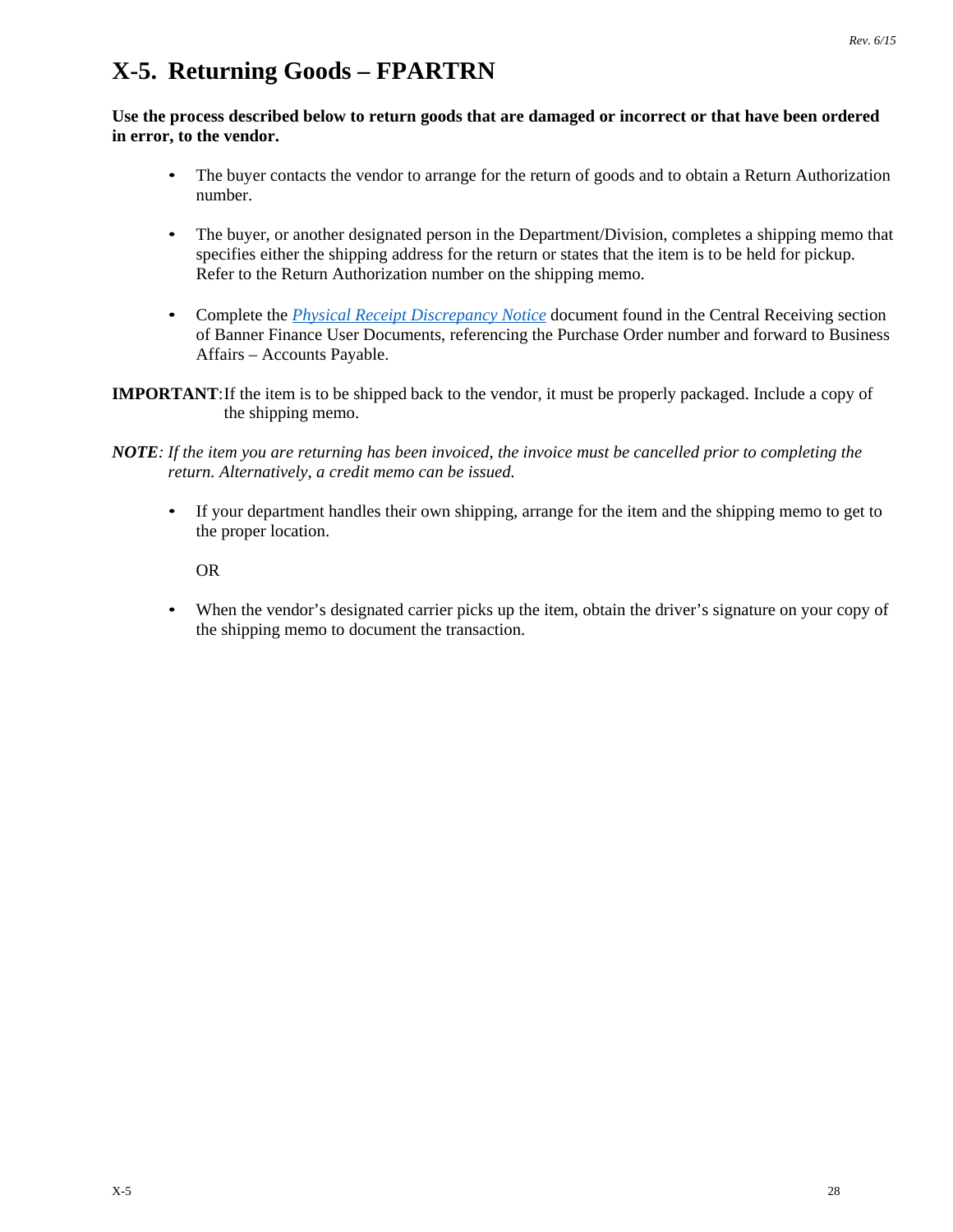# X-5. Returning Goods – FPARTRN

**Use the process described below to return goods that are damaged or incorrect or that have been ordered in error, to the vendor.**

- The buyer contacts the vendor to arrange for the return of goods and to obtain a Return Authorization number.

- The buyer, or another designated person in the Department/Division, completes a shipping memo that specifies either the shipping address for the return or states that the item is to be held for pickup. Refer to the Return Authorization number on the shipping memo.

- Complete the *Physical Receipt Discrepancy Notice* document found in the Central Receiving section of Banner Finance User Documents, referencing the Purchase Order number and forward to Business Affairs – Accounts Payable.

**IMPORTANT**: If the item is to be shipped back to the vendor, it must be properly packaged. Include a copy of the shipping memo.

***NOTE****: If the item you are returning has been invoiced, the invoice must be cancelled prior to completing the return. Alternatively, a credit memo can be issued.*

- If your department handles their own shipping, arrange for the item and the shipping memo to get to the proper location.

  OR

- When the vendor's designated carrier picks up the item, obtain the driver's signature on your copy of the shipping memo to document the transaction.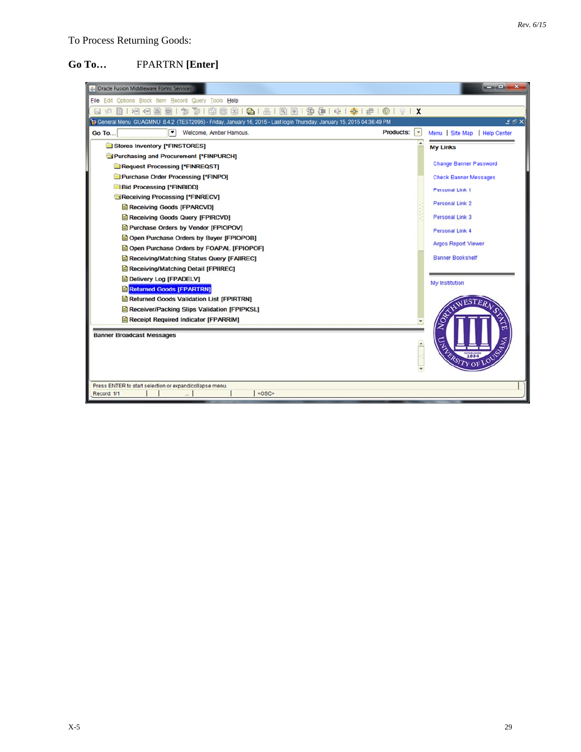To Process Returning Goods:

**Go To…** FPARTRN **[Enter]**

Oracle Fusion Middleware Forms Services

File Edit Options Block Item Record Query Tools Help

General Menu GUAGMNU 8.4.2 (TEST2095) - Friday, January 16, 2015 - Last login Thursday, January 15, 2015 04:36:49 PM

Go To... Welcome, Amber Hamous. Products:

Menu | Site Map | Help Center

- Stores Inventory [*FINSTORES]
- Purchasing and Procurement [*FINPURCH]
  - Request Processing [*FINREQST]
  - Purchase Order Processing [*FINPO]
  - Bid Processing [*FINBIDD]
  - Receiving Processing [*FINRECV]
    - Receiving Goods [FPARCVD]
    - Receiving Goods Query [FPIRCVD]
    - Purchase Orders by Vendor [FPIOPOV]
    - Open Purchase Orders by Buyer [FPIOPOB]
    - Open Purchase Orders by FOAPAL [FPIOPOF]
    - Receiving/Matching Status Query [FAIIREC]
    - Receiving/Matching Detail [FPIIREC]
    - Delivery Log [FPADELV]
    - Returned Goods [FPARTRN]
    - Returned Goods Validation List [FPIRTRN]
    - Receiver/Packing Slips Validation [FPIPKSL]
    - Receipt Required Indicator [FPARRIM]

My Links

- Change Banner Password
- Check Banner Messages
- Personal Link 1
- Personal Link 2
- Personal Link 3
- Personal Link 4
- Argos Report Viewer
- Banner Bookshelf

My Institution

Banner Broadcast Messages

Press ENTER to start selection or expand/collapse menu.

Record: 1/1 <OSC>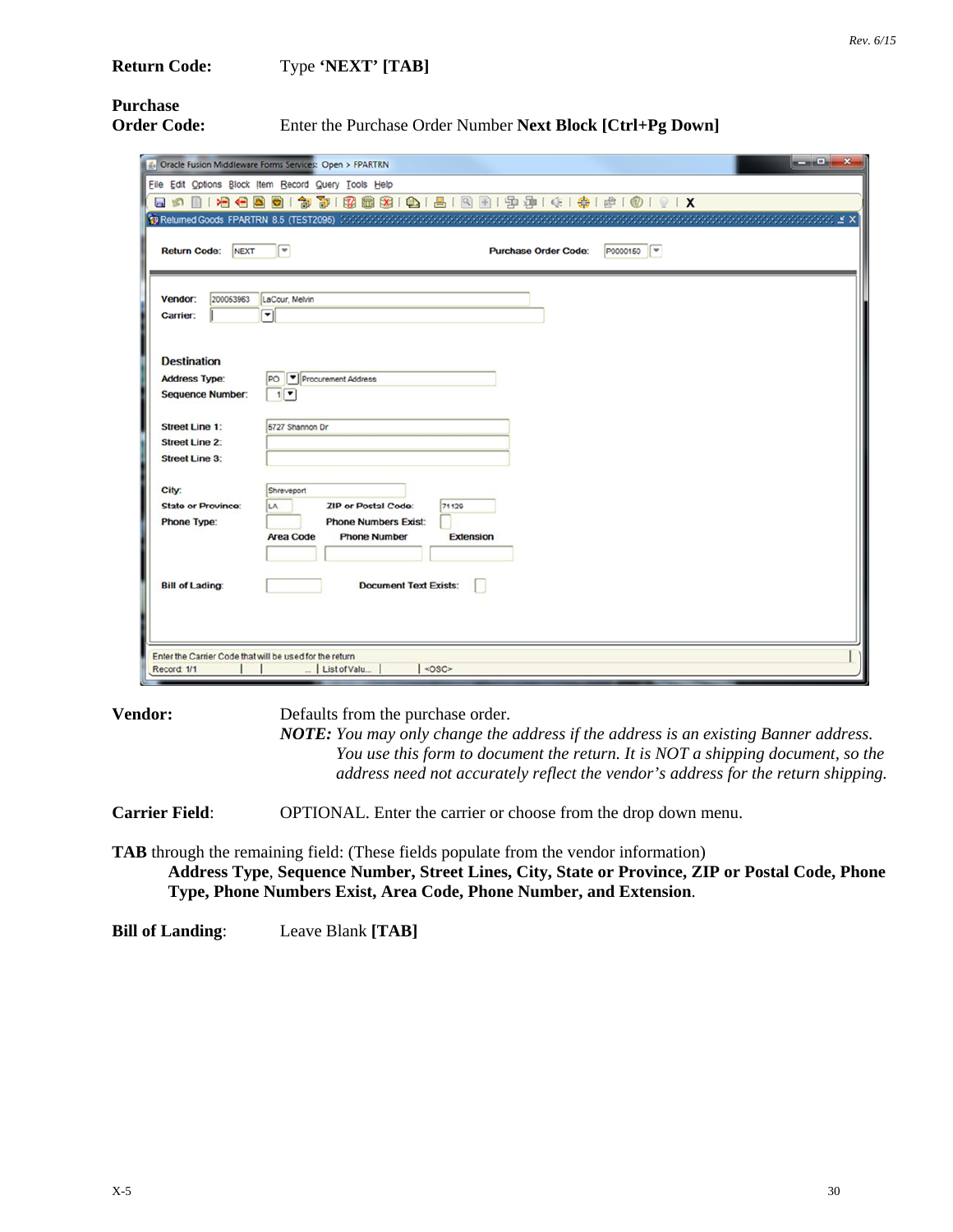**Return Code:** Type **'NEXT' [TAB]**

**Purchase Order Code:** Enter the Purchase Order Number **Next Block [Ctrl+Pg Down]**

**Vendor:** Defaults from the purchase order.
***NOTE:*** *You may only change the address if the address is an existing Banner address. You use this form to document the return. It is NOT a shipping document, so the address need not accurately reflect the vendor's address for the return shipping.*

**Carrier Field**: OPTIONAL. Enter the carrier or choose from the drop down menu.

**TAB** through the remaining field: (These fields populate from the vendor information)
**Address Type**, **Sequence Number, Street Lines, City, State or Province, ZIP or Postal Code, Phone Type, Phone Numbers Exist, Area Code, Phone Number, and Extension**.

**Bill of Landing**: Leave Blank **[TAB]**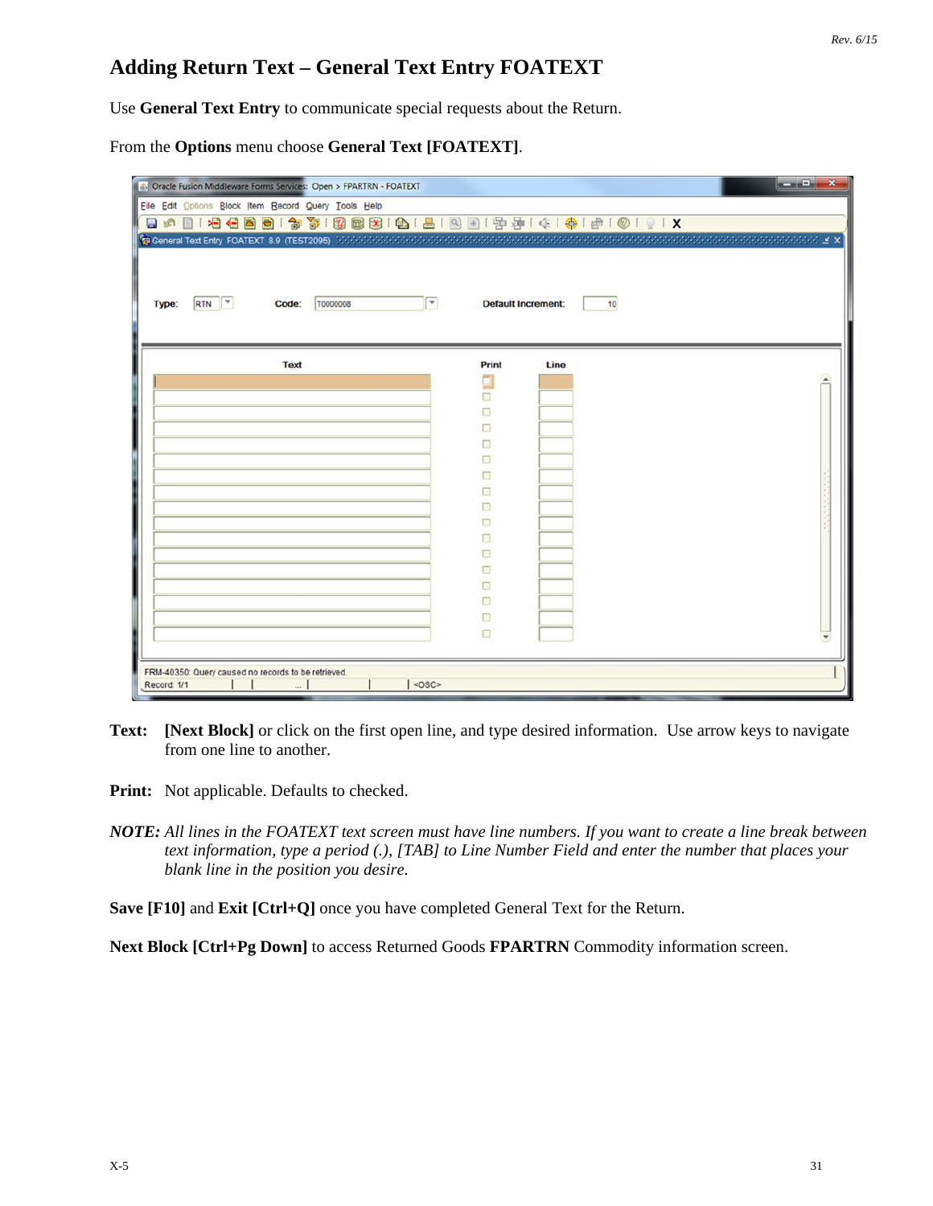# Adding Return Text – General Text Entry FOATEXT

Use **General Text Entry** to communicate special requests about the Return.

From the **Options** menu choose **General Text [FOATEXT]**.

**Text:** **[Next Block]** or click on the first open line, and type desired information. Use arrow keys to navigate from one line to another.

**Print:** Not applicable. Defaults to checked.

***NOTE:*** *All lines in the FOATEXT text screen must have line numbers. If you want to create a line break between text information, type a period (.), [TAB] to Line Number Field and enter the number that places your blank line in the position you desire.*

**Save [F10]** and **Exit [Ctrl+Q]** once you have completed General Text for the Return.

**Next Block [Ctrl+Pg Down]** to access Returned Goods **FPARTRN** Commodity information screen.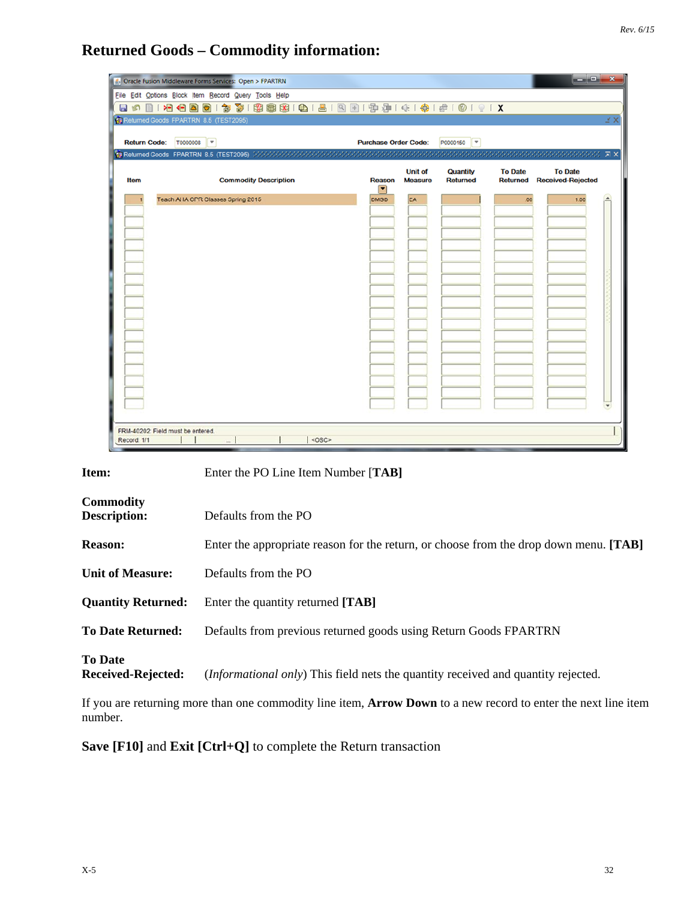## Returned Goods – Commodity information:

**Item:** Enter the PO Line Item Number **[TAB]**

**Commodity Description:** Defaults from the PO

**Reason:** Enter the appropriate reason for the return, or choose from the drop down menu. **[TAB]**

**Unit of Measure:** Defaults from the PO

**Quantity Returned:** Enter the quantity returned **[TAB]**

**To Date Returned:** Defaults from previous returned goods using Return Goods FPARTRN

**To Date Received-Rejected:** (*Informational only*) This field nets the quantity received and quantity rejected.

If you are returning more than one commodity line item, **Arrow Down** to a new record to enter the next line item number.

**Save [F10]** and **Exit [Ctrl+Q]** to complete the Return transaction